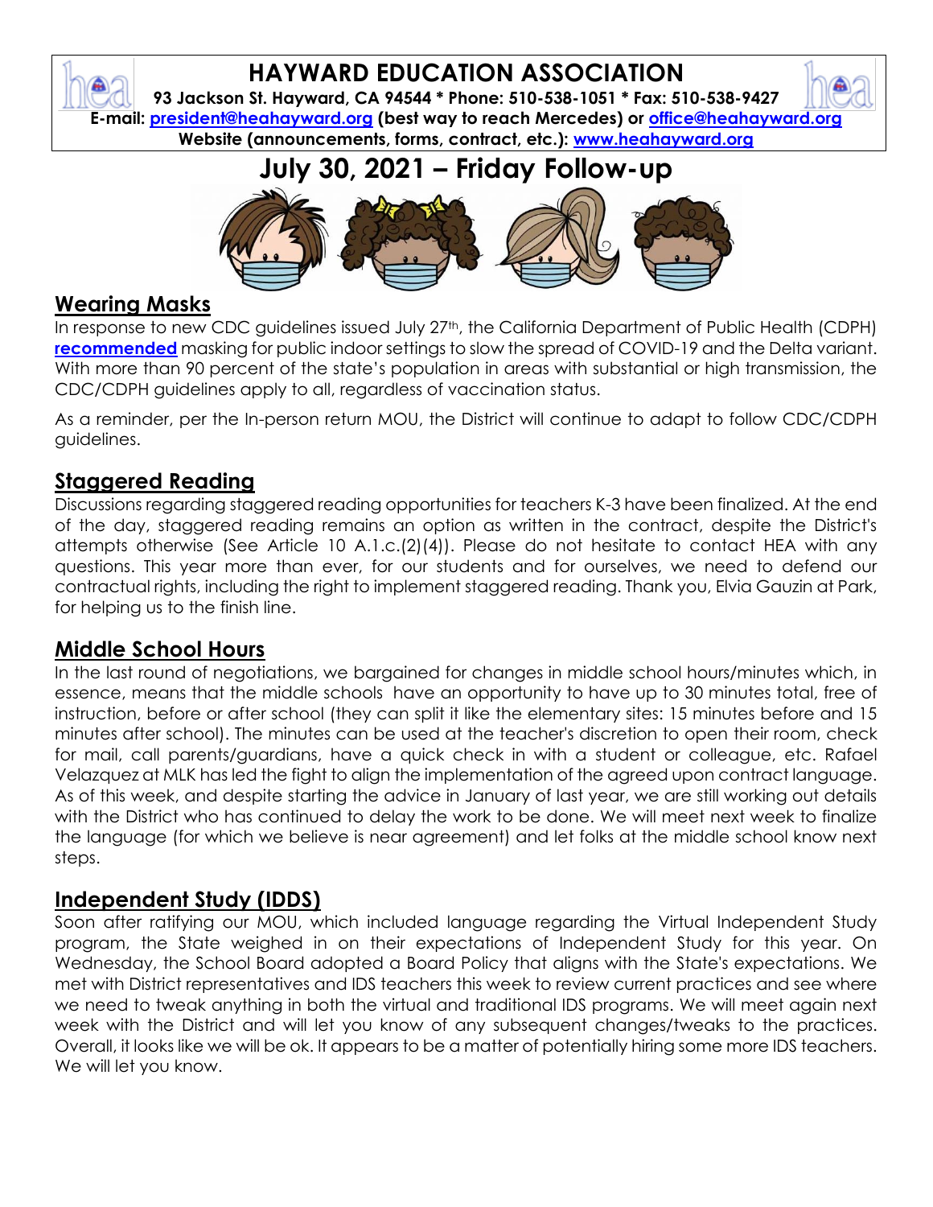# HAYWARD EDUCATION ASSOCIATION

**93 Jackson St. Hayward, CA 94544 * Phone: 510-538-1051 * Fax: 510-538-9427**

**E-mail: president@heahayward.org (best way to reach Mercedes) or office@heahayward.org**

**Website (announcements, forms, contract, etc.): www.heahayward.org**

## July 30, 2021 – Friday Follow-up

## Wearing Masks

In response to new CDC guidelines issued July 27th, the California Department of Public Health (CDPH) **recommended** masking for public indoor settings to slow the spread of COVID-19 and the Delta variant. With more than 90 percent of the state's population in areas with substantial or high transmission, the CDC/CDPH guidelines apply to all, regardless of vaccination status.

As a reminder, per the In-person return MOU, the District will continue to adapt to follow CDC/CDPH guidelines.

## Staggered Reading

Discussions regarding staggered reading opportunities for teachers K-3 have been finalized. At the end of the day, staggered reading remains an option as written in the contract, despite the District's attempts otherwise (See Article 10 A.1.c.(2)(4)). Please do not hesitate to contact HEA with any questions. This year more than ever, for our students and for ourselves, we need to defend our contractual rights, including the right to implement staggered reading. Thank you, Elvia Gauzin at Park, for helping us to the finish line.

## Middle School Hours

In the last round of negotiations, we bargained for changes in middle school hours/minutes which, in essence, means that the middle schools have an opportunity to have up to 30 minutes total, free of instruction, before or after school (they can split it like the elementary sites: 15 minutes before and 15 minutes after school). The minutes can be used at the teacher's discretion to open their room, check for mail, call parents/guardians, have a quick check in with a student or colleague, etc. Rafael Velazquez at MLK has led the fight to align the implementation of the agreed upon contract language. As of this week, and despite starting the advice in January of last year, we are still working out details with the District who has continued to delay the work to be done. We will meet next week to finalize the language (for which we believe is near agreement) and let folks at the middle school know next steps.

## Independent Study (IDDS)

Soon after ratifying our MOU, which included language regarding the Virtual Independent Study program, the State weighed in on their expectations of Independent Study for this year. On Wednesday, the School Board adopted a Board Policy that aligns with the State's expectations. We met with District representatives and IDS teachers this week to review current practices and see where we need to tweak anything in both the virtual and traditional IDS programs. We will meet again next week with the District and will let you know of any subsequent changes/tweaks to the practices. Overall, it looks like we will be ok. It appears to be a matter of potentially hiring some more IDS teachers. We will let you know.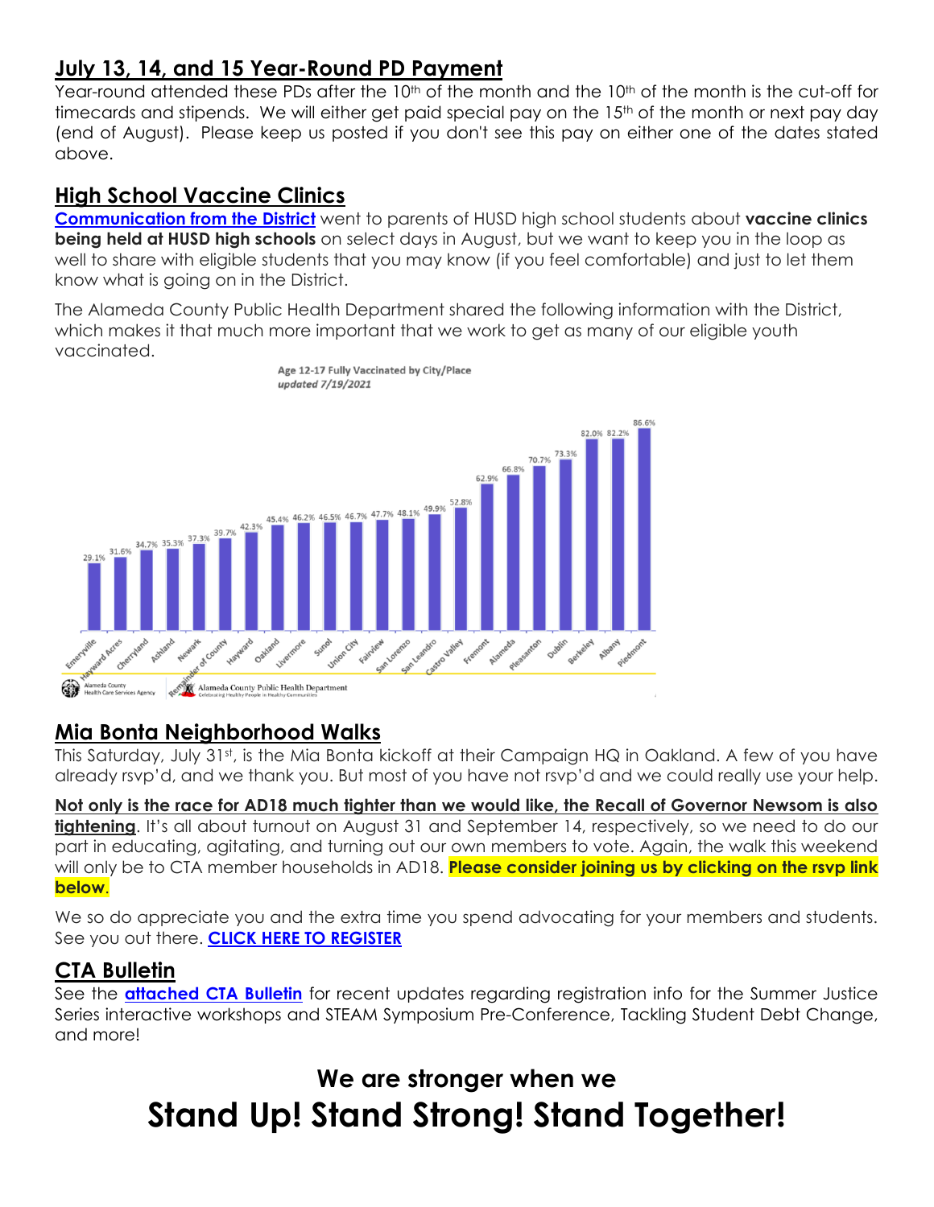## July 13, 14, and 15 Year-Round PD Payment

Year-round attended these PDs after the 10th of the month and the 10th of the month is the cut-off for timecards and stipends. We will either get paid special pay on the 15th of the month or next pay day (end of August). Please keep us posted if you don't see this pay on either one of the dates stated above.

## High School Vaccine Clinics

**Communication from the District** went to parents of HUSD high school students about **vaccine clinics being held at HUSD high schools** on select days in August, but we want to keep you in the loop as well to share with eligible students that you may know (if you feel comfortable) and just to let them know what is going on in the District.

The Alameda County Public Health Department shared the following information with the District, which makes it that much more important that we work to get as many of our eligible youth vaccinated.

Age 12-17 Fully Vaccinated by City/Place
*updated 7/19/2021*

Emeryville 29.1%
Hayward Acres 31.6%
Cherryland 34.7%
Ashland 35.3%
Newark 37.3%
Remainder of County 39.7%
Hayward 42.3%
Oakland 45.4%
Livermore 46.2%
Sunol 46.5%
Union City 46.7%
Fairview 47.7%
San Lorenzo 48.1%
San Leandro 49.9%
Castro Valley 52.8%
Fremont 62.9%
Alameda 66.8%
Pleasanton 70.7%
Dublin 73.3%
Berkeley 82.0%
Albany 82.2%
Piedmont 86.6%

Alameda County Health Care Services Agency
Alameda County Public Health Department
Celebrating Healthy People in Healthy Communities

## Mia Bonta Neighborhood Walks

This Saturday, July 31st, is the Mia Bonta kickoff at their Campaign HQ in Oakland. A few of you have already rsvp'd, and we thank you. But most of you have not rsvp'd and we could really use your help.

**Not only is the race for AD18 much tighter than we would like, the Recall of Governor Newsom is also tightening**. It's all about turnout on August 31 and September 14, respectively, so we need to do our part in educating, agitating, and turning out our own members to vote. Again, the walk this weekend will only be to CTA member households in AD18. **Please consider joining us by clicking on the rsvp link below**.

We so do appreciate you and the extra time you spend advocating for your members and students. See you out there. **CLICK HERE TO REGISTER**

## CTA Bulletin

See the **attached CTA Bulletin** for recent updates regarding registration info for the Summer Justice Series interactive workshops and STEAM Symposium Pre-Conference, Tackling Student Debt Change, and more!

### We are stronger when we

# Stand Up! Stand Strong! Stand Together!